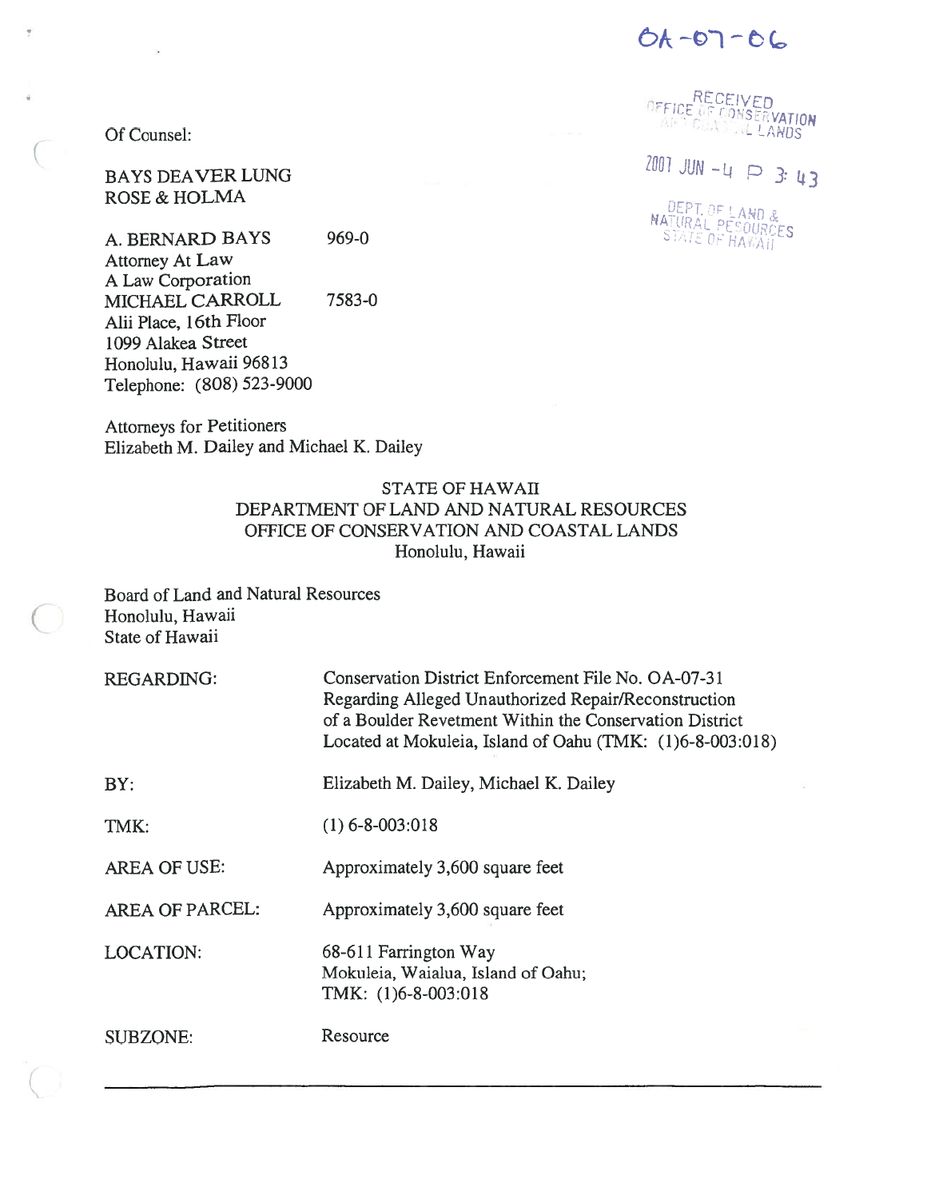OA-07-06

RECEIVED
OFFICE OF CONSERVATION AND COASTAL LANDS

2007 JUN -4 P 3:43

DEPT. OF LAND & NATURAL RESOURCES
STATE OF HAWAII

Of Counsel:

BAYS DEAVER LUNG
ROSE & HOLMA

A. BERNARD BAYS 969-0
Attorney At Law
A Law Corporation
MICHAEL CARROLL 7583-0
Alii Place, 16th Floor
1099 Alakea Street
Honolulu, Hawaii 96813
Telephone: (808) 523-9000

Attorneys for Petitioners
Elizabeth M. Dailey and Michael K. Dailey

STATE OF HAWAII
DEPARTMENT OF LAND AND NATURAL RESOURCES
OFFICE OF CONSERVATION AND COASTAL LANDS
Honolulu, Hawaii

Board of Land and Natural Resources
Honolulu, Hawaii
State of Hawaii

| | |
|---|---|
| REGARDING: | Conservation District Enforcement File No. OA-07-31 Regarding Alleged Unauthorized Repair/Reconstruction of a Boulder Revetment Within the Conservation District Located at Mokuleia, Island of Oahu (TMK: (1)6-8-003:018) |
| BY: | Elizabeth M. Dailey, Michael K. Dailey |
| TMK: | (1) 6-8-003:018 |
| AREA OF USE: | Approximately 3,600 square feet |
| AREA OF PARCEL: | Approximately 3,600 square feet |
| LOCATION: | 68-611 Farrington Way<br>Mokuleia, Waialua, Island of Oahu;<br>TMK: (1)6-8-003:018 |
| SUBZONE: | Resource |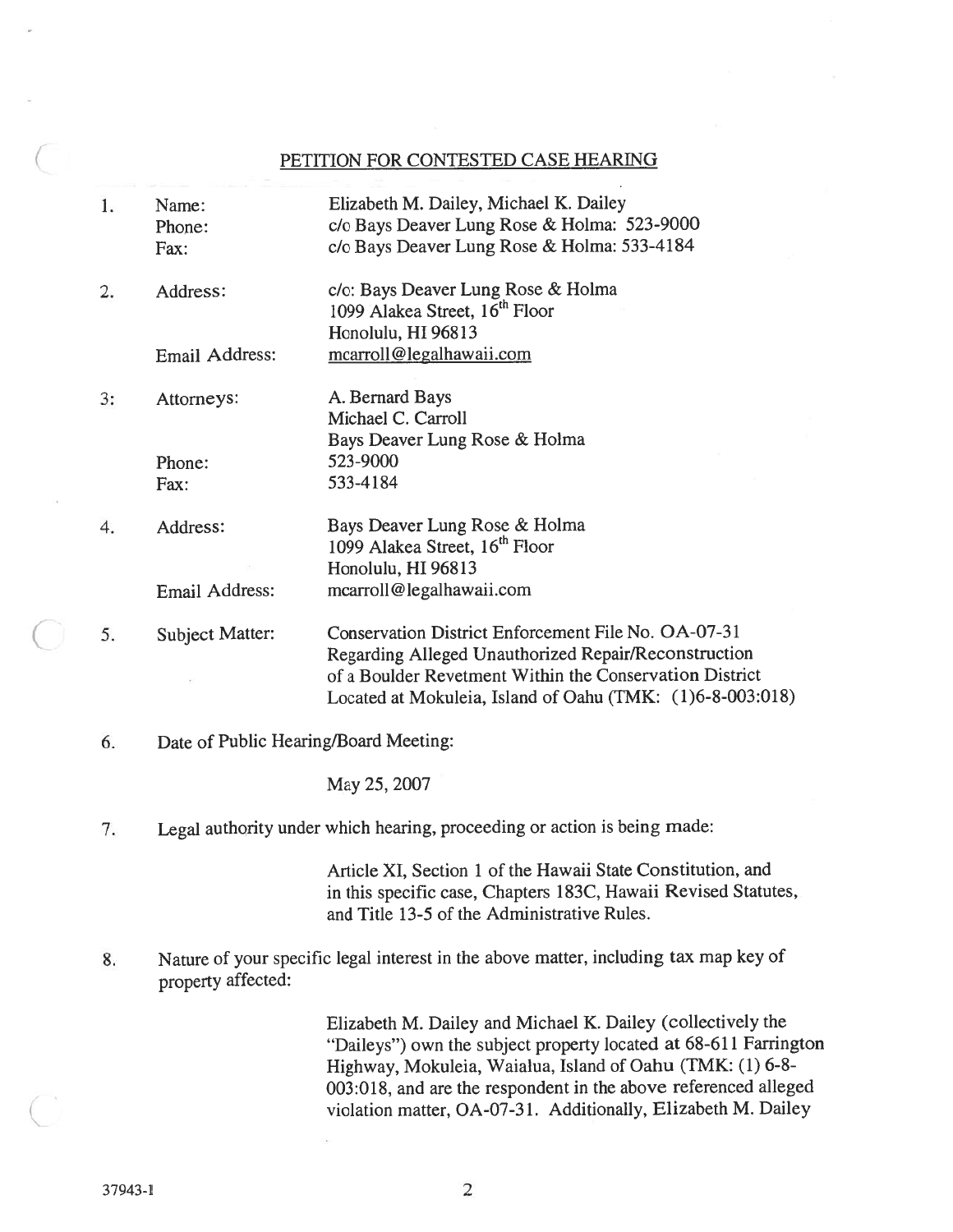PETITION FOR CONTESTED CASE HEARING

1. Name: Elizabeth M. Dailey, Michael K. Dailey
   Phone: c/o Bays Deaver Lung Rose & Holma: 523-9000
   Fax: c/o Bays Deaver Lung Rose & Holma: 533-4184

2. Address: c/o: Bays Deaver Lung Rose & Holma
   1099 Alakea Street, 16th Floor
   Honolulu, HI 96813
   Email Address: mcarroll@legalhawaii.com

3: Attorneys: A. Bernard Bays
   Michael C. Carroll
   Bays Deaver Lung Rose & Holma
   Phone: 523-9000
   Fax: 533-4184

4. Address: Bays Deaver Lung Rose & Holma
   1099 Alakea Street, 16th Floor
   Honolulu, HI 96813
   Email Address: mcarroll@legalhawaii.com

5. Subject Matter: Conservation District Enforcement File No. OA-07-31 Regarding Alleged Unauthorized Repair/Reconstruction of a Boulder Revetment Within the Conservation District Located at Mokuleia, Island of Oahu (TMK: (1)6-8-003:018)

6. Date of Public Hearing/Board Meeting:

   May 25, 2007

7. Legal authority under which hearing, proceeding or action is being made:

   Article XI, Section 1 of the Hawaii State Constitution, and in this specific case, Chapters 183C, Hawaii Revised Statutes, and Title 13-5 of the Administrative Rules.

8. Nature of your specific legal interest in the above matter, including tax map key of property affected:

   Elizabeth M. Dailey and Michael K. Dailey (collectively the "Daileys") own the subject property located at 68-611 Farrington Highway, Mokuleia, Waialua, Island of Oahu (TMK: (1) 6-8-003:018, and are the respondent in the above referenced alleged violation matter, OA-07-31. Additionally, Elizabeth M. Dailey

37943-1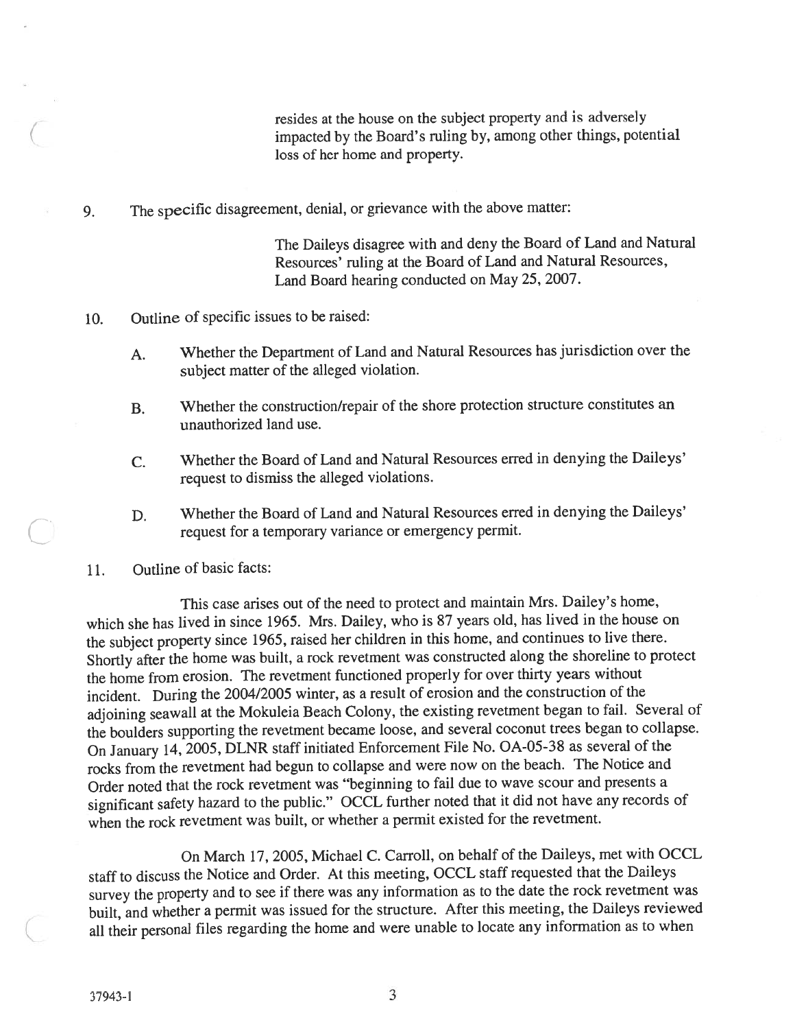resides at the house on the subject property and is adversely impacted by the Board's ruling by, among other things, potential loss of her home and property.

9. The specific disagreement, denial, or grievance with the above matter:

   The Daileys disagree with and deny the Board of Land and Natural Resources' ruling at the Board of Land and Natural Resources, Land Board hearing conducted on May 25, 2007.

10. Outline of specific issues to be raised:

    A. Whether the Department of Land and Natural Resources has jurisdiction over the subject matter of the alleged violation.

    B. Whether the construction/repair of the shore protection structure constitutes an unauthorized land use.

    C. Whether the Board of Land and Natural Resources erred in denying the Daileys' request to dismiss the alleged violations.

    D. Whether the Board of Land and Natural Resources erred in denying the Daileys' request for a temporary variance or emergency permit.

11. Outline of basic facts:

This case arises out of the need to protect and maintain Mrs. Dailey's home, which she has lived in since 1965. Mrs. Dailey, who is 87 years old, has lived in the house on the subject property since 1965, raised her children in this home, and continues to live there. Shortly after the home was built, a rock revetment was constructed along the shoreline to protect the home from erosion. The revetment functioned properly for over thirty years without incident. During the 2004/2005 winter, as a result of erosion and the construction of the adjoining seawall at the Mokuleia Beach Colony, the existing revetment began to fail. Several of the boulders supporting the revetment became loose, and several coconut trees began to collapse. On January 14, 2005, DLNR staff initiated Enforcement File No. OA-05-38 as several of the rocks from the revetment had begun to collapse and were now on the beach. The Notice and Order noted that the rock revetment was "beginning to fail due to wave scour and presents a significant safety hazard to the public." OCCL further noted that it did not have any records of when the rock revetment was built, or whether a permit existed for the revetment.

On March 17, 2005, Michael C. Carroll, on behalf of the Daileys, met with OCCL staff to discuss the Notice and Order. At this meeting, OCCL staff requested that the Daileys survey the property and to see if there was any information as to the date the rock revetment was built, and whether a permit was issued for the structure. After this meeting, the Daileys reviewed all their personal files regarding the home and were unable to locate any information as to when

37943-1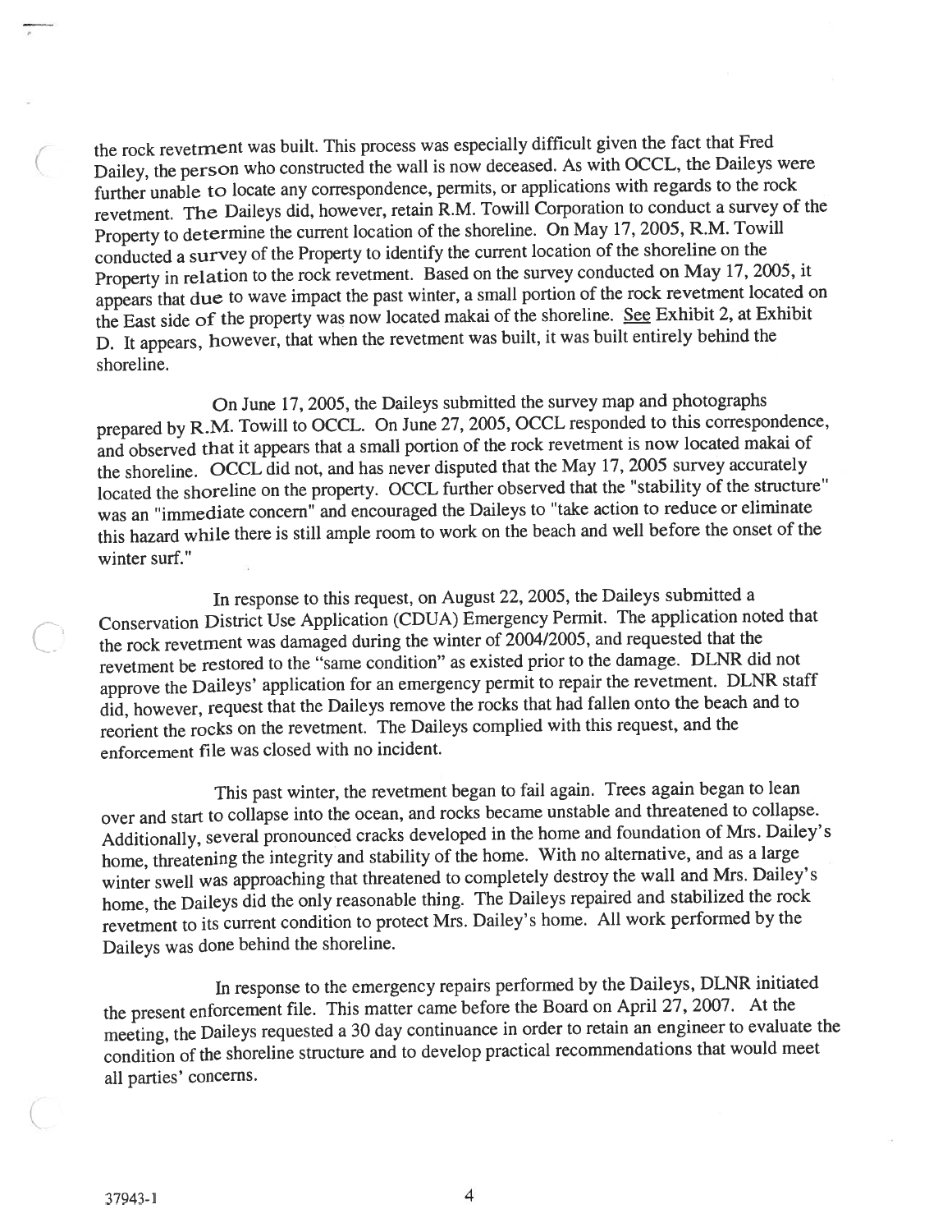the rock revetment was built. This process was especially difficult given the fact that Fred Dailey, the person who constructed the wall is now deceased. As with OCCL, the Daileys were further unable to locate any correspondence, permits, or applications with regards to the rock revetment. The Daileys did, however, retain R.M. Towill Corporation to conduct a survey of the Property to determine the current location of the shoreline. On May 17, 2005, R.M. Towill conducted a survey of the Property to identify the current location of the shoreline on the Property in relation to the rock revetment. Based on the survey conducted on May 17, 2005, it appears that due to wave impact the past winter, a small portion of the rock revetment located on the East side of the property was now located makai of the shoreline. See Exhibit 2, at Exhibit D. It appears, however, that when the revetment was built, it was built entirely behind the shoreline.

On June 17, 2005, the Daileys submitted the survey map and photographs prepared by R.M. Towill to OCCL. On June 27, 2005, OCCL responded to this correspondence, and observed that it appears that a small portion of the rock revetment is now located makai of the shoreline. OCCL did not, and has never disputed that the May 17, 2005 survey accurately located the shoreline on the property. OCCL further observed that the "stability of the structure" was an "immediate concern" and encouraged the Daileys to "take action to reduce or eliminate this hazard while there is still ample room to work on the beach and well before the onset of the winter surf."

In response to this request, on August 22, 2005, the Daileys submitted a Conservation District Use Application (CDUA) Emergency Permit. The application noted that the rock revetment was damaged during the winter of 2004/2005, and requested that the revetment be restored to the "same condition" as existed prior to the damage. DLNR did not approve the Daileys' application for an emergency permit to repair the revetment. DLNR staff did, however, request that the Daileys remove the rocks that had fallen onto the beach and to reorient the rocks on the revetment. The Daileys complied with this request, and the enforcement file was closed with no incident.

This past winter, the revetment began to fail again. Trees again began to lean over and start to collapse into the ocean, and rocks became unstable and threatened to collapse. Additionally, several pronounced cracks developed in the home and foundation of Mrs. Dailey's home, threatening the integrity and stability of the home. With no alternative, and as a large winter swell was approaching that threatened to completely destroy the wall and Mrs. Dailey's home, the Daileys did the only reasonable thing. The Daileys repaired and stabilized the rock revetment to its current condition to protect Mrs. Dailey's home. All work performed by the Daileys was done behind the shoreline.

In response to the emergency repairs performed by the Daileys, DLNR initiated the present enforcement file. This matter came before the Board on April 27, 2007. At the meeting, the Daileys requested a 30 day continuance in order to retain an engineer to evaluate the condition of the shoreline structure and to develop practical recommendations that would meet all parties' concerns.

37943-1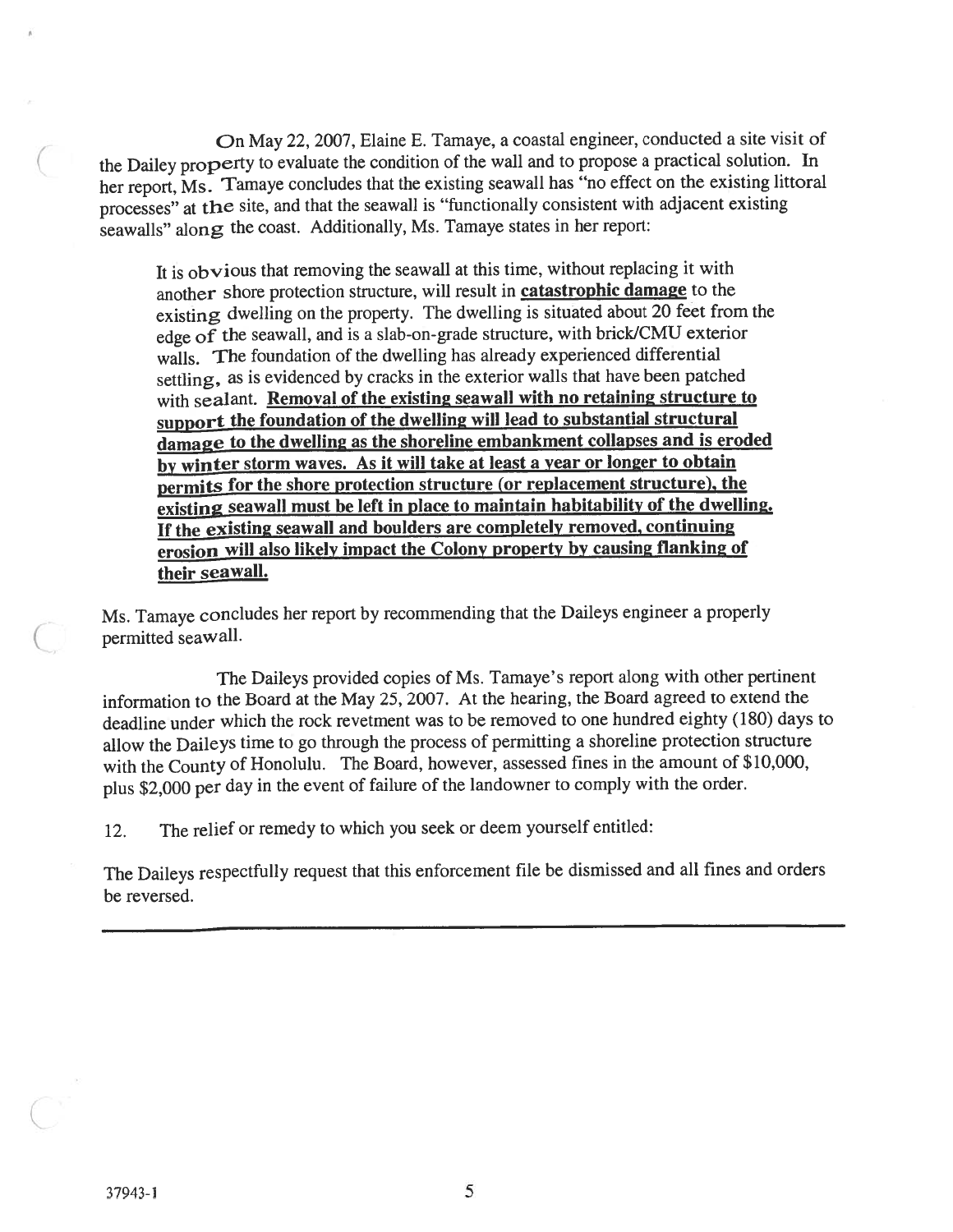On May 22, 2007, Elaine E. Tamaye, a coastal engineer, conducted a site visit of the Dailey property to evaluate the condition of the wall and to propose a practical solution. In her report, Ms. Tamaye concludes that the existing seawall has "no effect on the existing littoral processes" at the site, and that the seawall is "functionally consistent with adjacent existing seawalls" along the coast. Additionally, Ms. Tamaye states in her report:

> It is obvious that removing the seawall at this time, without replacing it with another shore protection structure, will result in **catastrophic damage** to the existing dwelling on the property. The dwelling is situated about 20 feet from the edge of the seawall, and is a slab-on-grade structure, with brick/CMU exterior walls. The foundation of the dwelling has already experienced differential settling, as is evidenced by cracks in the exterior walls that have been patched with sealant. **Removal of the existing seawall with no retaining structure to support the foundation of the dwelling will lead to substantial structural damage to the dwelling as the shoreline embankment collapses and is eroded by winter storm waves. As it will take at least a year or longer to obtain permits for the shore protection structure (or replacement structure), the existing seawall must be left in place to maintain habitability of the dwelling. If the existing seawall and boulders are completely removed, continuing erosion will also likely impact the Colony property by causing flanking of their seawall.**

Ms. Tamaye concludes her report by recommending that the Daileys engineer a properly permitted seawall.

The Daileys provided copies of Ms. Tamaye's report along with other pertinent information to the Board at the May 25, 2007. At the hearing, the Board agreed to extend the deadline under which the rock revetment was to be removed to one hundred eighty (180) days to allow the Daileys time to go through the process of permitting a shoreline protection structure with the County of Honolulu. The Board, however, assessed fines in the amount of $10,000, plus $2,000 per day in the event of failure of the landowner to comply with the order.

12. The relief or remedy to which you seek or deem yourself entitled:

The Daileys respectfully request that this enforcement file be dismissed and all fines and orders be reversed.

---

37943-1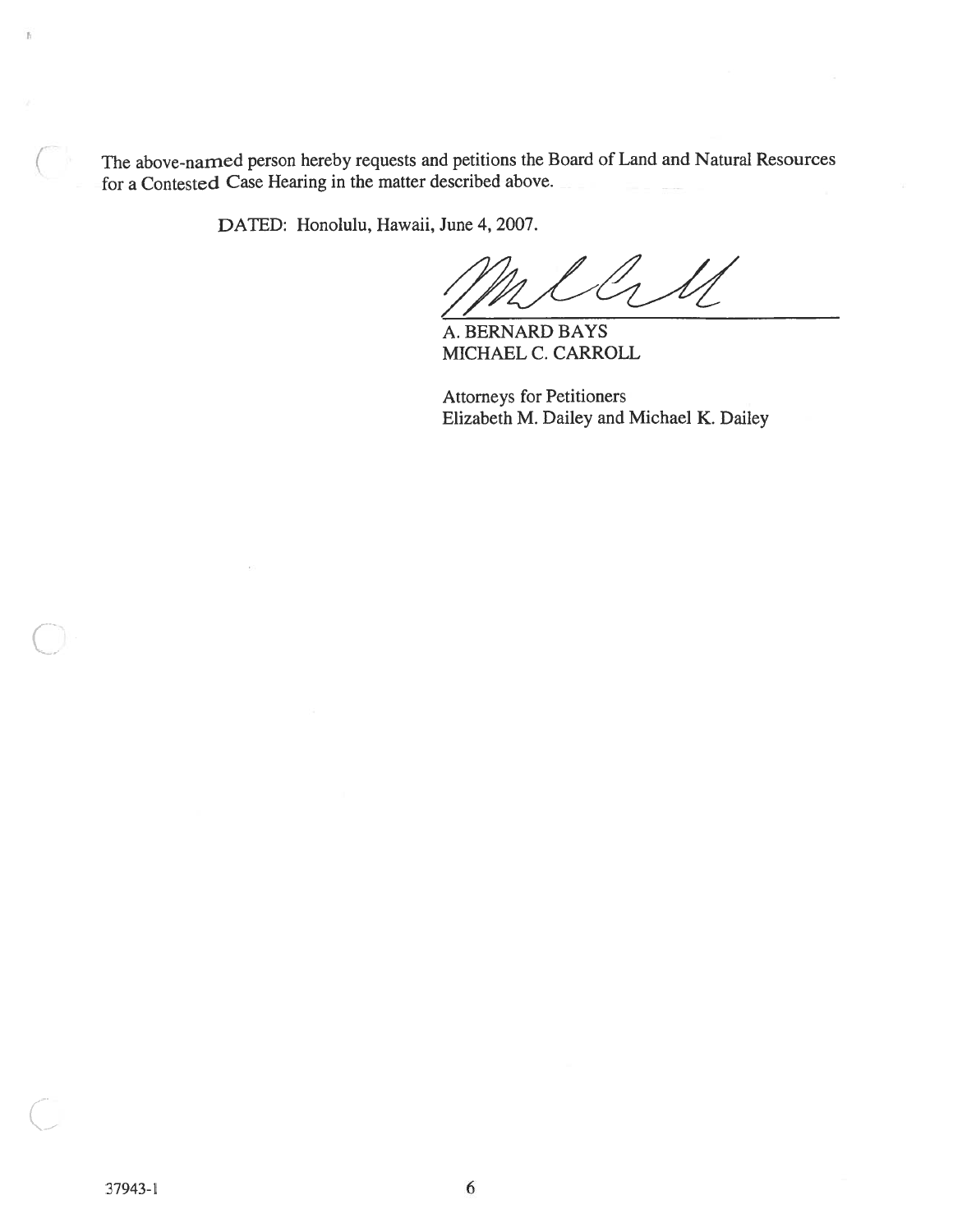The above-named person hereby requests and petitions the Board of Land and Natural Resources for a Contested Case Hearing in the matter described above.

DATED: Honolulu, Hawaii, June 4, 2007.

A. BERNARD BAYS
MICHAEL C. CARROLL

Attorneys for Petitioners
Elizabeth M. Dailey and Michael K. Dailey

37943-1